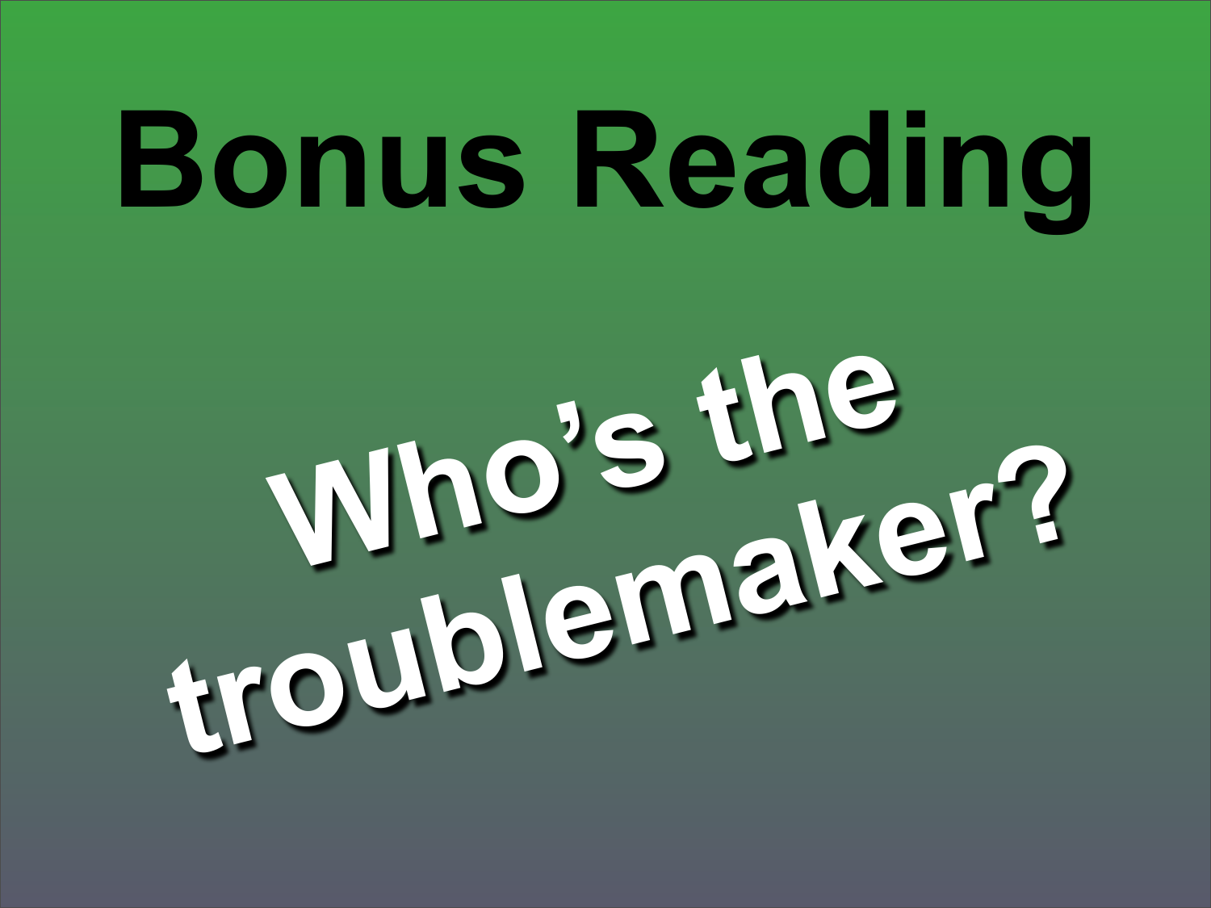# Bonus Reading

## Who's the troublemaker?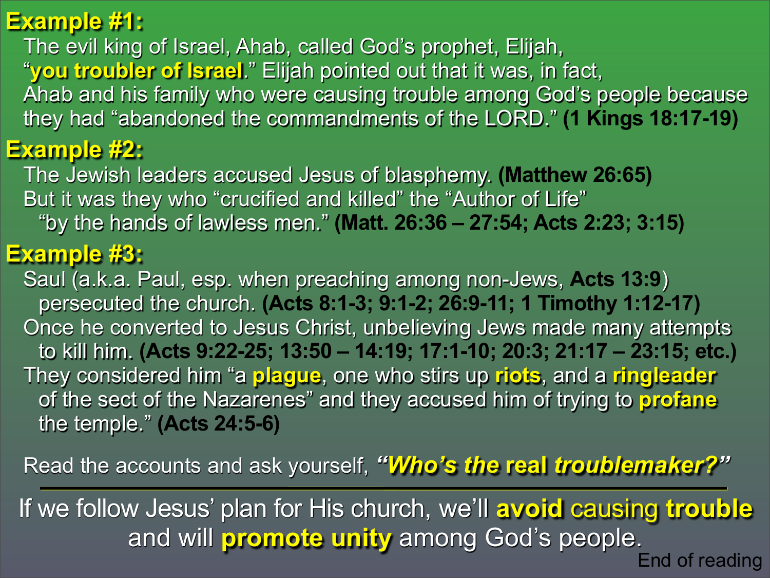**Example #1:**

The evil king of Israel, Ahab, called God's prophet, Elijah, "**you troubler of Israel**." Elijah pointed out that it was, in fact, Ahab and his family who were causing trouble among God's people because they had "abandoned the commandments of the LORD." **(1 Kings 18:17-19)**

**Example #2:**

The Jewish leaders accused Jesus of blasphemy. **(Matthew 26:65)**
But it was they who "crucified and killed" the "Author of Life" "by the hands of lawless men." **(Matt. 26:36 – 27:54; Acts 2:23; 3:15)**

**Example #3:**

Saul (a.k.a. Paul, esp. when preaching among non-Jews, **Acts 13:9**) persecuted the church. **(Acts 8:1-3; 9:1-2; 26:9-11; 1 Timothy 1:12-17)**
Once he converted to Jesus Christ, unbelieving Jews made many attempts to kill him. **(Acts 9:22-25; 13:50 – 14:19; 17:1-10; 20:3; 21:17 – 23:15; etc.)**
They considered him "a **plague**, one who stirs up **riots**, and a **ringleader** of the sect of the Nazarenes" and they accused him of trying to **profane** the temple." **(Acts 24:5-6)**

Read the accounts and ask yourself, ***"Who's the real troublemaker?"***

---

If we follow Jesus' plan for His church, we'll **avoid** causing **trouble** and will **promote unity** among God's people.

End of reading